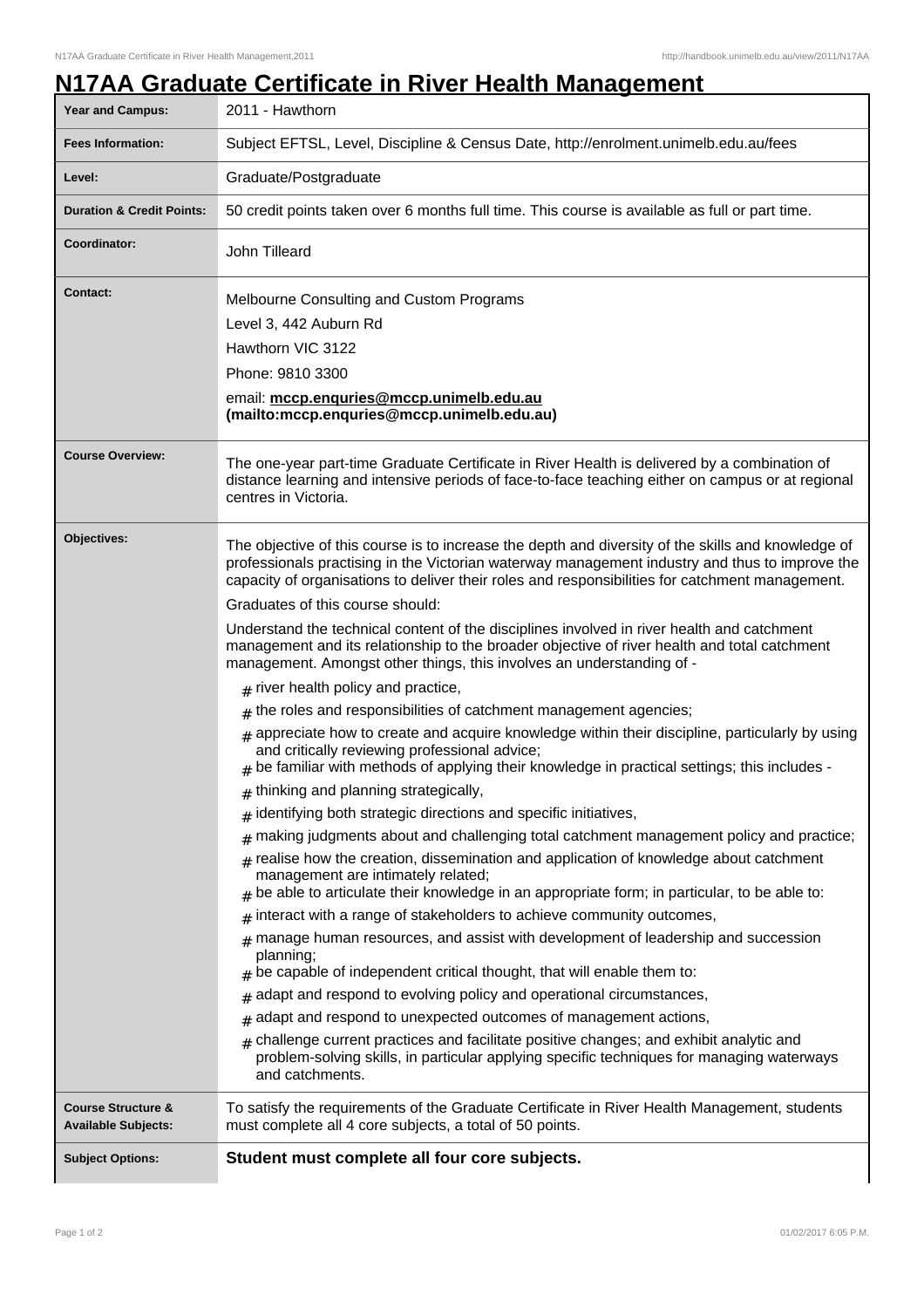# N17AA Graduate Certificate in River Health Management

| | |
|---|---|
| **Year and Campus:** | 2011 - Hawthorn |
| **Fees Information:** | Subject EFTSL, Level, Discipline & Census Date, http://enrolment.unimelb.edu.au/fees |
| **Level:** | Graduate/Postgraduate |
| **Duration & Credit Points:** | 50 credit points taken over 6 months full time. This course is available as full or part time. |
| **Coordinator:** | John Tilleard |
| **Contact:** | Melbourne Consulting and Custom Programs<br>Level 3, 442 Auburn Rd<br>Hawthorn VIC 3122<br>Phone: 9810 3300<br>email: **mccp.enquries@mccp.unimelb.edu.au (mailto:mccp.enquries@mccp.unimelb.edu.au)** |
| **Course Overview:** | The one-year part-time Graduate Certificate in River Health is delivered by a combination of distance learning and intensive periods of face-to-face teaching either on campus or at regional centres in Victoria. |
| **Objectives:** | The objective of this course is to increase the depth and diversity of the skills and knowledge of professionals practising in the Victorian waterway management industry and thus to improve the capacity of organisations to deliver their roles and responsibilities for catchment management.<br>Graduates of this course should:<br>Understand the technical content of the disciplines involved in river health and catchment management and its relationship to the broader objective of river health and total catchment management. Amongst other things, this involves an understanding of -<br># river health policy and practice,<br># the roles and responsibilities of catchment management agencies;<br># appreciate how to create and acquire knowledge within their discipline, particularly by using and critically reviewing professional advice;<br># be familiar with methods of applying their knowledge in practical settings; this includes -<br># thinking and planning strategically,<br># identifying both strategic directions and specific initiatives,<br># making judgments about and challenging total catchment management policy and practice;<br># realise how the creation, dissemination and application of knowledge about catchment management are intimately related;<br># be able to articulate their knowledge in an appropriate form; in particular, to be able to:<br># interact with a range of stakeholders to achieve community outcomes,<br># manage human resources, and assist with development of leadership and succession planning;<br># be capable of independent critical thought, that will enable them to:<br># adapt and respond to evolving policy and operational circumstances,<br># adapt and respond to unexpected outcomes of management actions,<br># challenge current practices and facilitate positive changes; and exhibit analytic and problem-solving skills, in particular applying specific techniques for managing waterways and catchments. |
| **Course Structure & Available Subjects:** | To satisfy the requirements of the Graduate Certificate in River Health Management, students must complete all 4 core subjects, a total of 50 points. |
| **Subject Options:** | **Student must complete all four core subjects.** |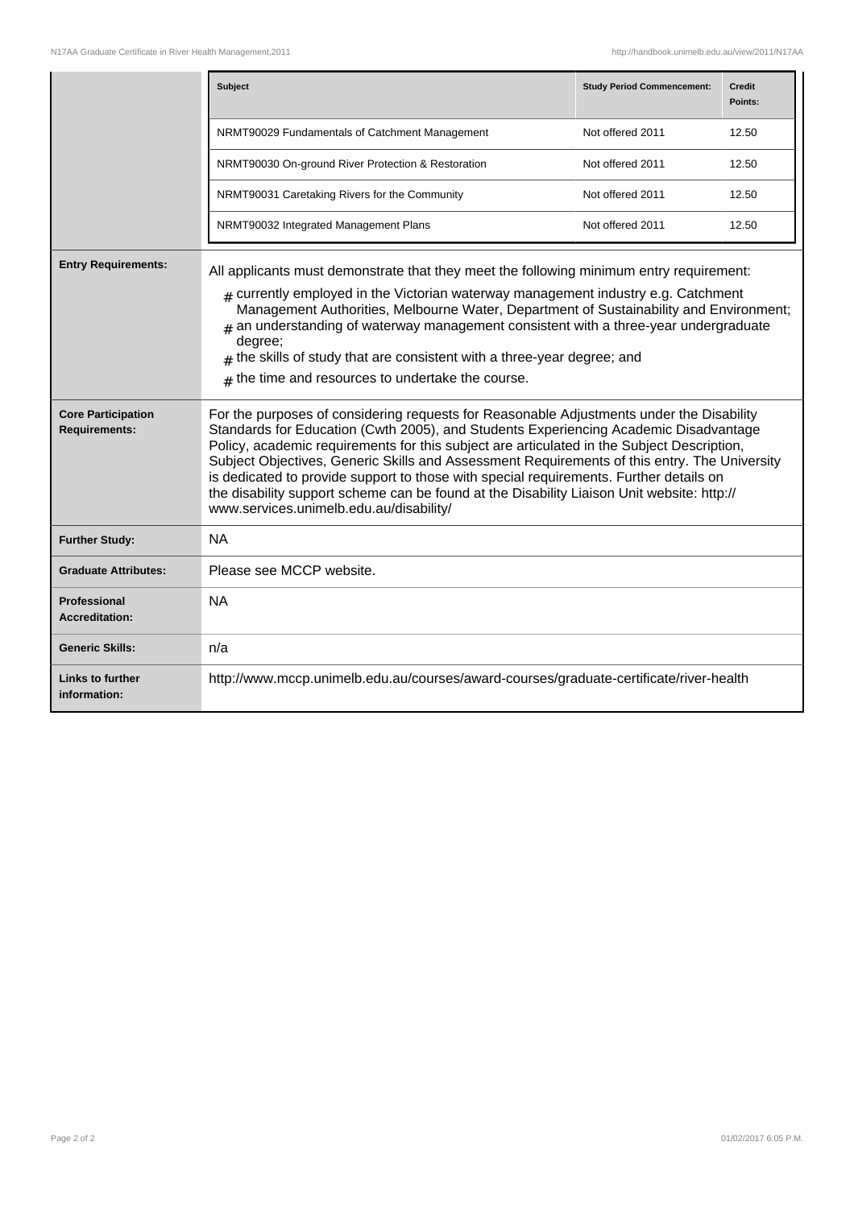| Subject | Study Period Commencement: | Credit Points: |
| --- | --- | --- |
| NRMT90029 Fundamentals of Catchment Management | Not offered 2011 | 12.50 |
| NRMT90030 On-ground River Protection & Restoration | Not offered 2011 | 12.50 |
| NRMT90031 Caretaking Rivers for the Community | Not offered 2011 | 12.50 |
| NRMT90032 Integrated Management Plans | Not offered 2011 | 12.50 |

**Entry Requirements:**

All applicants must demonstrate that they meet the following minimum entry requirement:

# currently employed in the Victorian waterway management industry e.g. Catchment Management Authorities, Melbourne Water, Department of Sustainability and Environment;
# an understanding of waterway management consistent with a three-year undergraduate degree;
# the skills of study that are consistent with a three-year degree; and
# the time and resources to undertake the course.

**Core Participation Requirements:**

For the purposes of considering requests for Reasonable Adjustments under the Disability Standards for Education (Cwth 2005), and Students Experiencing Academic Disadvantage Policy, academic requirements for this subject are articulated in the Subject Description, Subject Objectives, Generic Skills and Assessment Requirements of this entry. The University is dedicated to provide support to those with special requirements. Further details on the disability support scheme can be found at the Disability Liaison Unit website: http://www.services.unimelb.edu.au/disability/

**Further Study:**

NA

**Graduate Attributes:**

Please see MCCP website.

**Professional Accreditation:**

NA

**Generic Skills:**

n/a

**Links to further information:**

http://www.mccp.unimelb.edu.au/courses/award-courses/graduate-certificate/river-health